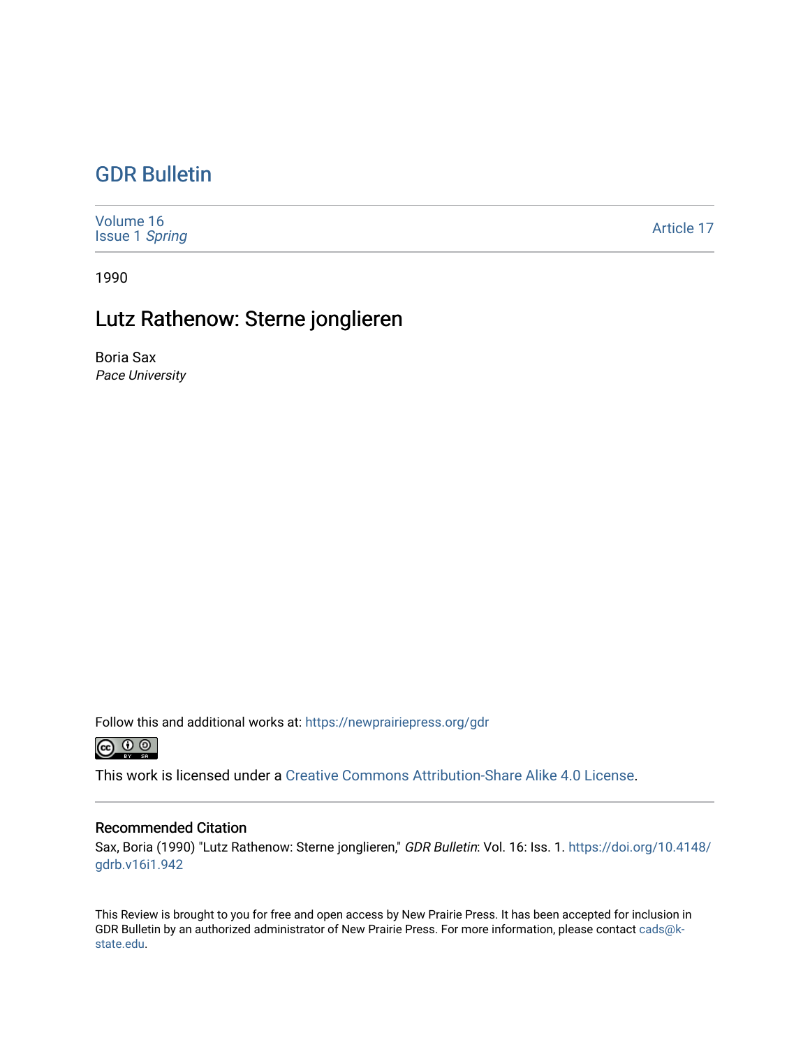# GDR Bulletin

Volume 16
Issue 1 *Spring*

Article 17

1990

## Lutz Rathenow: Sterne jonglieren

Boria Sax
*Pace University*

Follow this and additional works at: https://newprairiepress.org/gdr

This work is licensed under a Creative Commons Attribution-Share Alike 4.0 License.

### Recommended Citation

Sax, Boria (1990) "Lutz Rathenow: Sterne jonglieren," *GDR Bulletin*: Vol. 16: Iss. 1. https://doi.org/10.4148/gdrb.v16i1.942

This Review is brought to you for free and open access by New Prairie Press. It has been accepted for inclusion in GDR Bulletin by an authorized administrator of New Prairie Press. For more information, please contact cads@k-state.edu.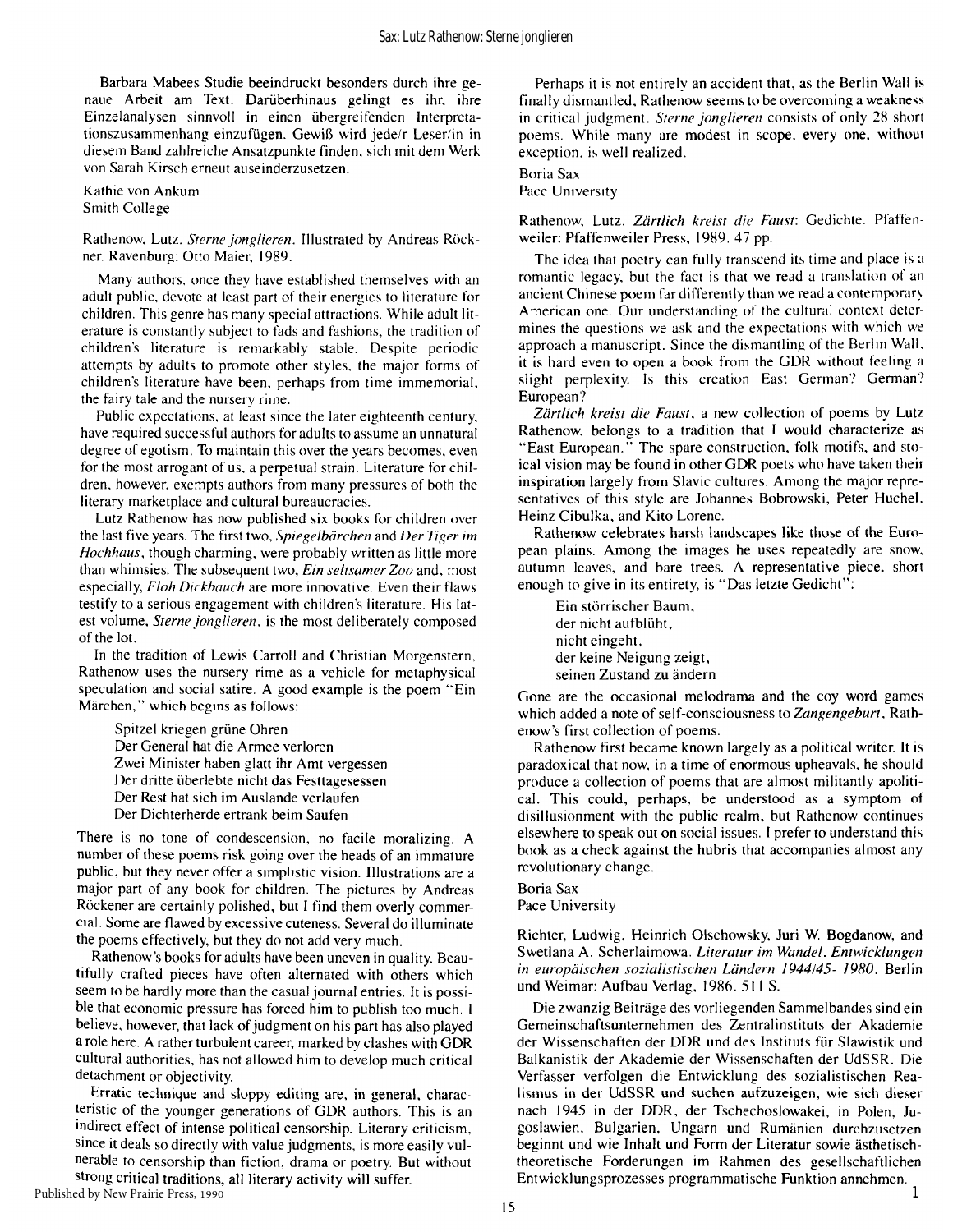Barbara Mabees Studie beeindruckt besonders durch ihre genaue Arbeit am Text. Darüberhinaus gelingt es ihr, ihre Einzelanalysen sinnvoll in einen übergreifenden Interpretationszusammenhang einzufügen. Gewiß wird jede/r Leser/in in diesem Band zahlreiche Ansatzpunkte finden, sich mit dem Werk von Sarah Kirsch erneut auseinderzusetzen.

Kathie von Ankum
Smith College

Rathenow, Lutz. *Sterne jonglieren*. Illustrated by Andreas Röckner. Ravenburg: Otto Maier, 1989.

Many authors, once they have established themselves with an adult public, devote at least part of their energies to literature for children. This genre has many special attractions. While adult literature is constantly subject to fads and fashions, the tradition of children's literature is remarkably stable. Despite periodic attempts by adults to promote other styles, the major forms of children's literature have been, perhaps from time immemorial, the fairy tale and the nursery rime.

Public expectations, at least since the later eighteenth century, have required successful authors for adults to assume an unnatural degree of egotism. To maintain this over the years becomes, even for the most arrogant of us, a perpetual strain. Literature for children, however, exempts authors from many pressures of both the literary marketplace and cultural bureaucracies.

Lutz Rathenow has now published six books for children over the last five years. The first two, *Spiegelbärchen* and *Der Tiger im Hochhaus*, though charming, were probably written as little more than whimsies. The subsequent two, *Ein seltsamer Zoo* and, most especially, *Floh Dickbauch* are more innovative. Even their flaws testify to a serious engagement with children's literature. His latest volume, *Sterne jonglieren*, is the most deliberately composed of the lot.

In the tradition of Lewis Carroll and Christian Morgenstern, Rathenow uses the nursery rime as a vehicle for metaphysical speculation and social satire. A good example is the poem "Ein Märchen," which begins as follows:

> Spitzel kriegen grüne Ohren
> Der General hat die Armee verloren
> Zwei Minister haben glatt ihr Amt vergessen
> Der dritte überlebte nicht das Festtagesessen
> Der Rest hat sich im Auslande verlaufen
> Der Dichterherde ertrank beim Saufen

There is no tone of condescension, no facile moralizing. A number of these poems risk going over the heads of an immature public, but they never offer a simplistic vision. Illustrations are a major part of any book for children. The pictures by Andreas Röckener are certainly polished, but I find them overly commercial. Some are flawed by excessive cuteness. Several do illuminate the poems effectively, but they do not add very much.

Rathenow's books for adults have been uneven in quality. Beautifully crafted pieces have often alternated with others which seem to be hardly more than the casual journal entries. It is possible that economic pressure has forced him to publish too much. I believe, however, that lack of judgment on his part has also played a role here. A rather turbulent career, marked by clashes with GDR cultural authorities, has not allowed him to develop much critical detachment or objectivity.

Erratic technique and sloppy editing are, in general, characteristic of the younger generations of GDR authors. This is an indirect effect of intense political censorship. Literary criticism, since it deals so directly with value judgments, is more easily vulnerable to censorship than fiction, drama or poetry. But without strong critical traditions, all literary activity will suffer.

Perhaps it is not entirely an accident that, as the Berlin Wall is finally dismantled, Rathenow seems to be overcoming a weakness in critical judgment. *Sterne jonglieren* consists of only 28 short poems. While many are modest in scope, every one, without exception, is well realized.

Boria Sax
Pace University

Rathenow, Lutz. *Zärtlich kreist die Faust*: Gedichte. Pfaffenweiler: Pfaffenweiler Press, 1989. 47 pp.

The idea that poetry can fully transcend its time and place is a romantic legacy, but the fact is that we read a translation of an ancient Chinese poem far differently than we read a contemporary American one. Our understanding of the cultural context determines the questions we ask and the expectations with which we approach a manuscript. Since the dismantling of the Berlin Wall, it is hard even to open a book from the GDR without feeling a slight perplexity. Is this creation East German? German? European?

*Zärtlich kreist die Faust*, a new collection of poems by Lutz Rathenow, belongs to a tradition that I would characterize as "East European." The spare construction, folk motifs, and stoical vision may be found in other GDR poets who have taken their inspiration largely from Slavic cultures. Among the major representatives of this style are Johannes Bobrowski, Peter Huchel, Heinz Cibulka, and Kito Lorenc.

Rathenow celebrates harsh landscapes like those of the European plains. Among the images he uses repeatedly are snow, autumn leaves, and bare trees. A representative piece, short enough to give in its entirety, is "Das letzte Gedicht":

> Ein störrischer Baum,
> der nicht aufblüht,
> nicht eingeht,
> der keine Neigung zeigt,
> seinen Zustand zu ändern

Gone are the occasional melodrama and the coy word games which added a note of self-consciousness to *Zangengeburt*, Rathenow's first collection of poems.

Rathenow first became known largely as a political writer. It is paradoxical that now, in a time of enormous upheavals, he should produce a collection of poems that are almost militantly apolitical. This could, perhaps, be understood as a symptom of disillusionment with the public realm, but Rathenow continues elsewhere to speak out on social issues. I prefer to understand this book as a check against the hubris that accompanies almost any revolutionary change.

Boria Sax
Pace University

Richter, Ludwig, Heinrich Olschowsky, Juri W. Bogdanow, and Swetlana A. Scherlaimowa. *Literatur im Wandel. Entwicklungen in europäischen sozialistischen Ländern 1944/45- 1980*. Berlin und Weimar: Aufbau Verlag, 1986. 511 S.

Die zwanzig Beiträge des vorliegenden Sammelbandes sind ein Gemeinschaftsunternehmen des Zentralinstituts der Akademie der Wissenschaften der DDR und des Instituts für Slawistik und Balkanistik der Akademie der Wissenschaften der UdSSR. Die Verfasser verfolgen die Entwicklung des sozialistischen Realismus in der UdSSR und suchen aufzuzeigen, wie sich dieser nach 1945 in der DDR, der Tschechoslowakei, in Polen, Jugoslawien, Bulgarien, Ungarn und Rumänien durchzusetzen beginnt und wie Inhalt und Form der Literatur sowie ästhetisch-theoretische Forderungen im Rahmen des gesellschaftlichen Entwicklungsprozesses programmatische Funktion annehmen.